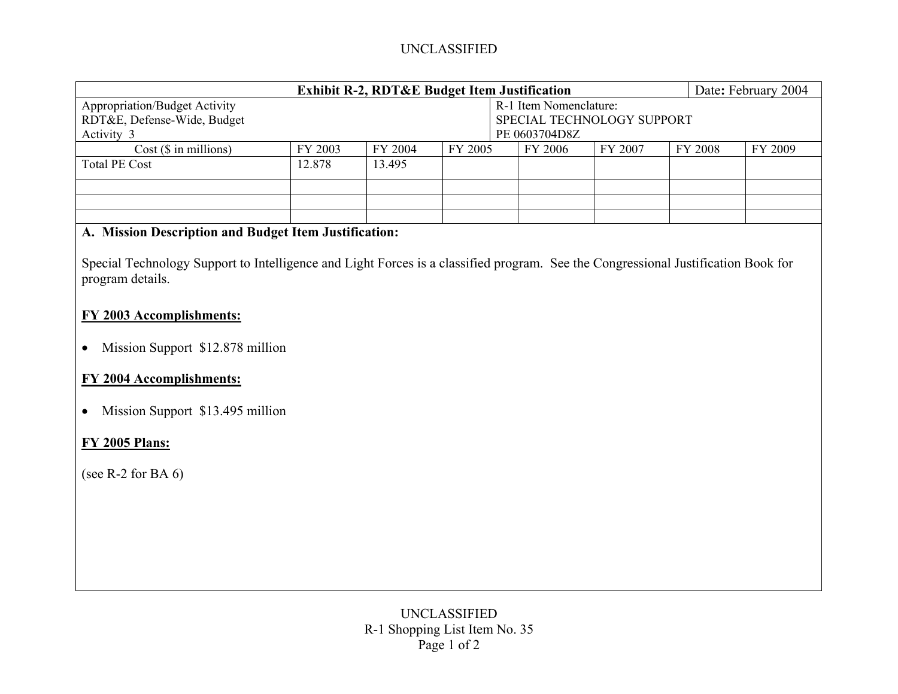UNCLASSIFIED

| Exhibit R-2, RDT&E Budget Item Justification | | | | | | | Date: February 2004 |
|---|---|---|---|---|---|---|---|
| Appropriation/Budget Activity<br>RDT&E, Defense-Wide, Budget Activity 3 | | | | R-1 Item Nomenclature:<br>SPECIAL TECHNOLOGY SUPPORT<br>PE 0603704D8Z | | | |
| Cost ($ in millions) | FY 2003 | FY 2004 | FY 2005 | FY 2006 | FY 2007 | FY 2008 | FY 2009 |
| Total PE Cost | 12.878 | 13.495 | | | | | |
| | | | | | | | |
| | | | | | | | |
| | | | | | | | |

**A. Mission Description and Budget Item Justification:**

Special Technology Support to Intelligence and Light Forces is a classified program. See the Congressional Justification Book for program details.

**FY 2003 Accomplishments:**

- Mission Support $12.878 million

**FY 2004 Accomplishments:**

- Mission Support $13.495 million

**FY 2005 Plans:**

(see R-2 for BA 6)

UNCLASSIFIED
R-1 Shopping List Item No. 35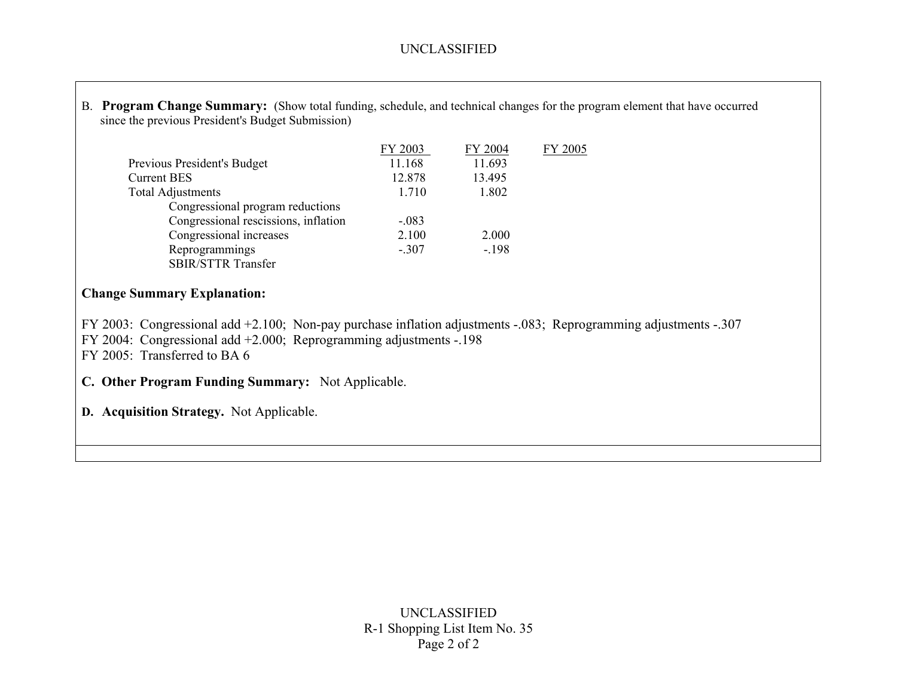**B. Program Change Summary:** (Show total funding, schedule, and technical changes for the program element that have occurred since the previous President's Budget Submission)

| | FY 2003 | FY 2004 | FY 2005 |
|---|---|---|---|
| Previous President's Budget | 11.168 | 11.693 | |
| Current BES | 12.878 | 13.495 | |
| Total Adjustments | 1.710 | 1.802 | |
| Congressional program reductions | | | |
| Congressional rescissions, inflation | -.083 | | |
| Congressional increases | 2.100 | 2.000 | |
| Reprogrammings | -.307 | -.198 | |
| SBIR/STTR Transfer | | | |

**Change Summary Explanation:**

FY 2003: Congressional add +2.100; Non-pay purchase inflation adjustments -.083; Reprogramming adjustments -.307
FY 2004: Congressional add +2.000; Reprogramming adjustments -.198
FY 2005: Transferred to BA 6

**C. Other Program Funding Summary:** Not Applicable.

**D. Acquisition Strategy.** Not Applicable.